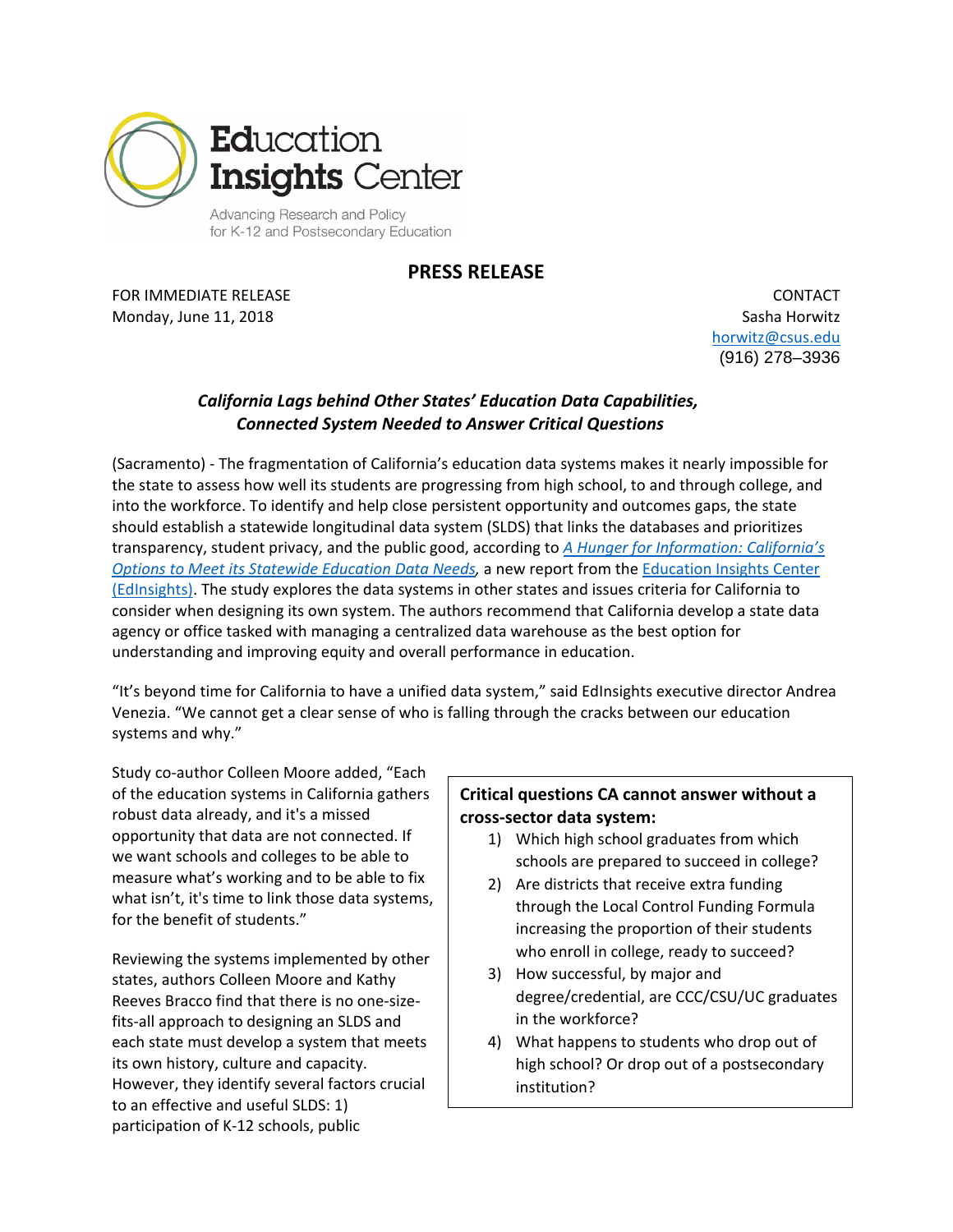Education Insights Center

Advancing Research and Policy for K-12 and Postsecondary Education

# PRESS RELEASE

FOR IMMEDIATE RELEASE
Monday, June 11, 2018

CONTACT
Sasha Horwitz
horwitz@csus.edu
(916) 278–3936

## *California Lags behind Other States' Education Data Capabilities, Connected System Needed to Answer Critical Questions*

(Sacramento) - The fragmentation of California's education data systems makes it nearly impossible for the state to assess how well its students are progressing from high school, to and through college, and into the workforce. To identify and help close persistent opportunity and outcomes gaps, the state should establish a statewide longitudinal data system (SLDS) that links the databases and prioritizes transparency, student privacy, and the public good, according to *A Hunger for Information: California's Options to Meet its Statewide Education Data Needs*, a new report from the Education Insights Center (EdInsights). The study explores the data systems in other states and issues criteria for California to consider when designing its own system. The authors recommend that California develop a state data agency or office tasked with managing a centralized data warehouse as the best option for understanding and improving equity and overall performance in education.

"It's beyond time for California to have a unified data system," said EdInsights executive director Andrea Venezia. "We cannot get a clear sense of who is falling through the cracks between our education systems and why."

Study co-author Colleen Moore added, "Each of the education systems in California gathers robust data already, and it's a missed opportunity that data are not connected. If we want schools and colleges to be able to measure what's working and to be able to fix what isn't, it's time to link those data systems, for the benefit of students."

**Critical questions CA cannot answer without a cross-sector data system:**

1) Which high school graduates from which schools are prepared to succeed in college?
2) Are districts that receive extra funding through the Local Control Funding Formula increasing the proportion of their students who enroll in college, ready to succeed?
3) How successful, by major and degree/credential, are CCC/CSU/UC graduates in the workforce?
4) What happens to students who drop out of high school? Or drop out of a postsecondary institution?

Reviewing the systems implemented by other states, authors Colleen Moore and Kathy Reeves Bracco find that there is no one-size-fits-all approach to designing an SLDS and each state must develop a system that meets its own history, culture and capacity. However, they identify several factors crucial to an effective and useful SLDS: 1) participation of K-12 schools, public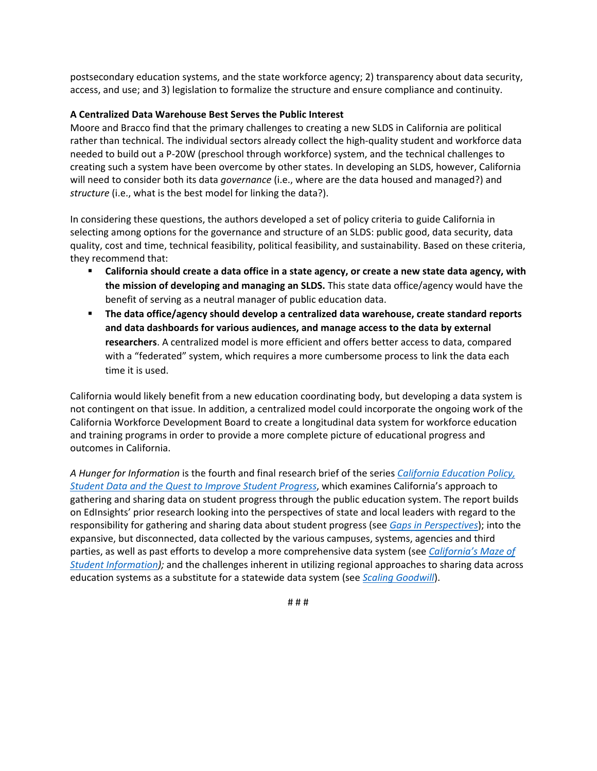postsecondary education systems, and the state workforce agency; 2) transparency about data security, access, and use; and 3) legislation to formalize the structure and ensure compliance and continuity.

**A Centralized Data Warehouse Best Serves the Public Interest**

Moore and Bracco find that the primary challenges to creating a new SLDS in California are political rather than technical. The individual sectors already collect the high-quality student and workforce data needed to build out a P-20W (preschool through workforce) system, and the technical challenges to creating such a system have been overcome by other states. In developing an SLDS, however, California will need to consider both its data *governance* (i.e., where are the data housed and managed?) and *structure* (i.e., what is the best model for linking the data?).

In considering these questions, the authors developed a set of policy criteria to guide California in selecting among options for the governance and structure of an SLDS: public good, data security, data quality, cost and time, technical feasibility, political feasibility, and sustainability. Based on these criteria, they recommend that:

- **California should create a data office in a state agency, or create a new state data agency, with the mission of developing and managing an SLDS.** This state data office/agency would have the benefit of serving as a neutral manager of public education data.
- **The data office/agency should develop a centralized data warehouse, create standard reports and data dashboards for various audiences, and manage access to the data by external researchers**. A centralized model is more efficient and offers better access to data, compared with a "federated" system, which requires a more cumbersome process to link the data each time it is used.

California would likely benefit from a new education coordinating body, but developing a data system is not contingent on that issue. In addition, a centralized model could incorporate the ongoing work of the California Workforce Development Board to create a longitudinal data system for workforce education and training programs in order to provide a more complete picture of educational progress and outcomes in California.

*A Hunger for Information* is the fourth and final research brief of the series *California Education Policy, Student Data and the Quest to Improve Student Progress*, which examines California's approach to gathering and sharing data on student progress through the public education system. The report builds on EdInsights' prior research looking into the perspectives of state and local leaders with regard to the responsibility for gathering and sharing data about student progress (see *Gaps in Perspectives*); into the expansive, but disconnected, data collected by the various campuses, systems, agencies and third parties, as well as past efforts to develop a more comprehensive data system (see *California's Maze of Student Information*); and the challenges inherent in utilizing regional approaches to sharing data across education systems as a substitute for a statewide data system (see *Scaling Goodwill*).

# # #